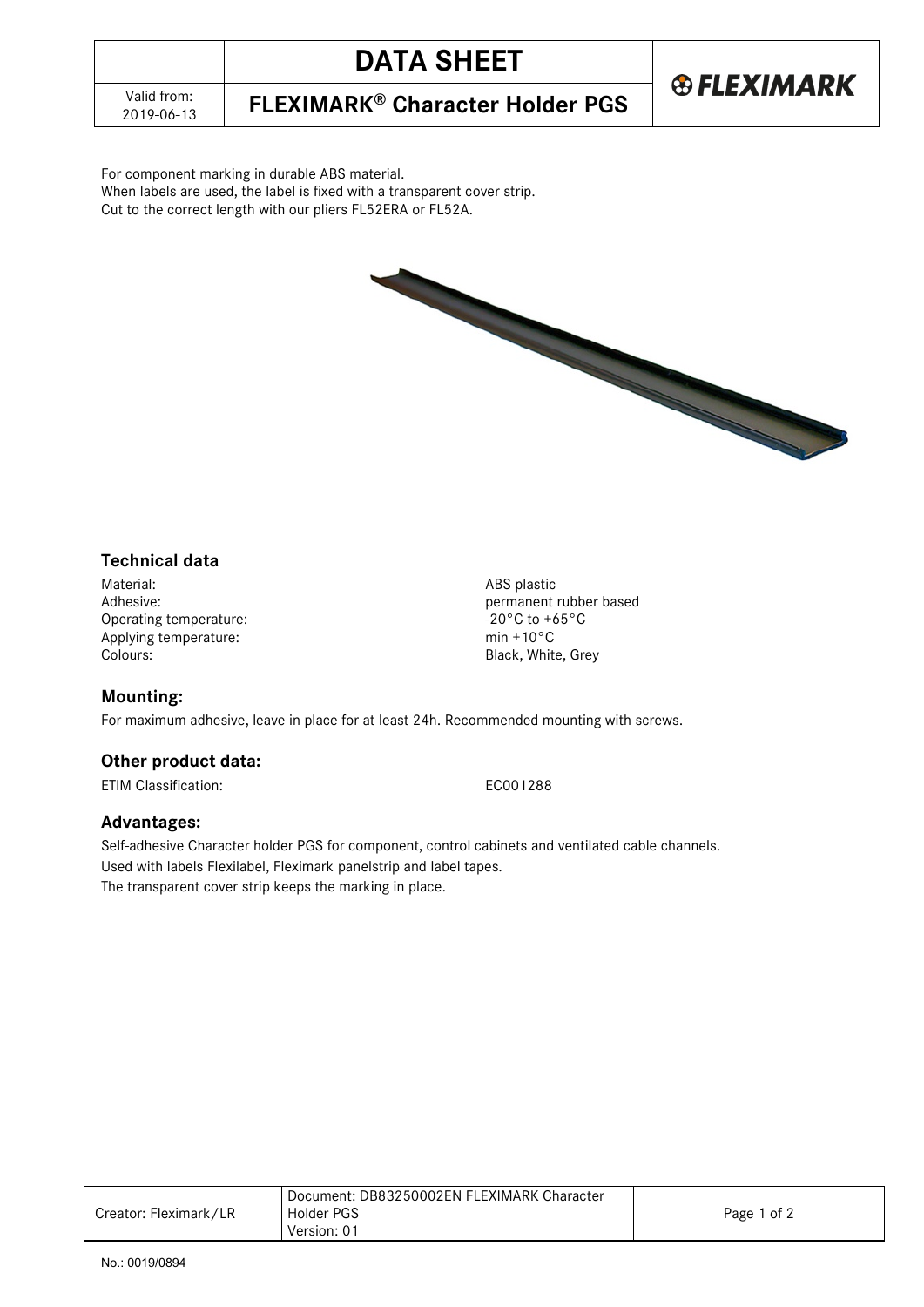# DATA SHEET

## FLEXIMARK® Character Holder PGS

Valid from: 2019-06-13

For component marking in durable ABS material.
When labels are used, the label is fixed with a transparent cover strip.
Cut to the correct length with our pliers FL52ERA or FL52A.

### Technical data

| | |
|---|---|
| Material: | ABS plastic |
| Adhesive: | permanent rubber based |
| Operating temperature: | -20°C to +65°C |
| Applying temperature: | min +10°C |
| Colours: | Black, White, Grey |

### Mounting:

For maximum adhesive, leave in place for at least 24h. Recommended mounting with screws.

### Other product data:

| | |
|---|---|
| ETIM Classification: | EC001288 |

### Advantages:

Self-adhesive Character holder PGS for component, control cabinets and ventilated cable channels.
Used with labels Flexilabel, Fleximark panelstrip and label tapes.
The transparent cover strip keeps the marking in place.

| Creator: Fleximark/LR | Document: DB83250002EN FLEXIMARK Character Holder PGS Version: 01 |
|---|---|

No.: 0019/0894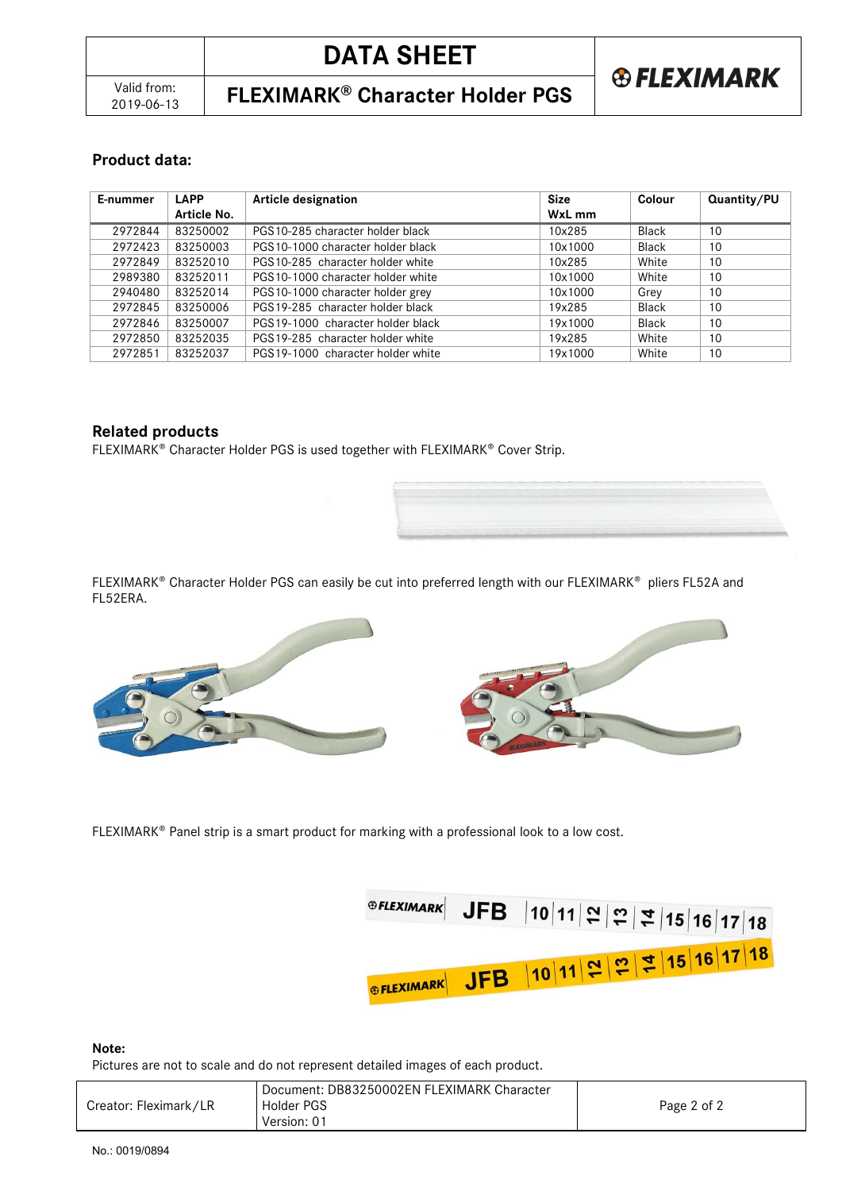# DATA SHEET

Valid from: 2019-06-13

## FLEXIMARK® Character Holder PGS

FLEXIMARK

### Product data:

| E-nummer | LAPP Article No. | Article designation | Size WxL mm | Colour | Quantity/PU |
|---|---|---|---|---|---|
| 2972844 | 83250002 | PGS10-285 character holder black | 10x285 | Black | 10 |
| 2972423 | 83250003 | PGS10-1000 character holder black | 10x1000 | Black | 10 |
| 2972849 | 83252010 | PGS10-285 character holder white | 10x285 | White | 10 |
| 2989380 | 83252011 | PGS10-1000 character holder white | 10x1000 | White | 10 |
| 2940480 | 83252014 | PGS10-1000 character holder grey | 10x1000 | Grey | 10 |
| 2972845 | 83250006 | PGS19-285 character holder black | 19x285 | Black | 10 |
| 2972846 | 83250007 | PGS19-1000 character holder black | 19x1000 | Black | 10 |
| 2972850 | 83252035 | PGS19-285 character holder white | 19x285 | White | 10 |
| 2972851 | 83252037 | PGS19-1000 character holder white | 19x1000 | White | 10 |

### Related products

FLEXIMARK® Character Holder PGS is used together with FLEXIMARK® Cover Strip.

FLEXIMARK® Character Holder PGS can easily be cut into preferred length with our FLEXIMARK® pliers FL52A and FL52ERA.

FLEXIMARK® Panel strip is a smart product for marking with a professional look to a low cost.

**Note:**
Pictures are not to scale and do not represent detailed images of each product.

| | | |
|---|---|---|
| Creator: Fleximark/LR | Document: DB83250002EN FLEXIMARK Character Holder PGS Version: 01 | Page 2 of 2 |

No.: 0019/0894